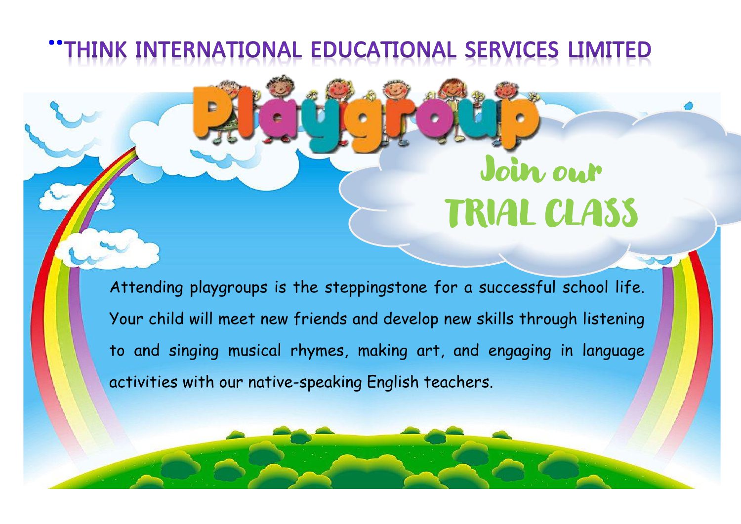# THINK INTERNATIONAL EDUCATIONAL SERVICES LIMITED

## Playgroup

## Join our TRIAL CLASS

Attending playgroups is the steppingstone for a successful school life. Your child will meet new friends and develop new skills through listening to and singing musical rhymes, making art, and engaging in language activities with our native-speaking English teachers.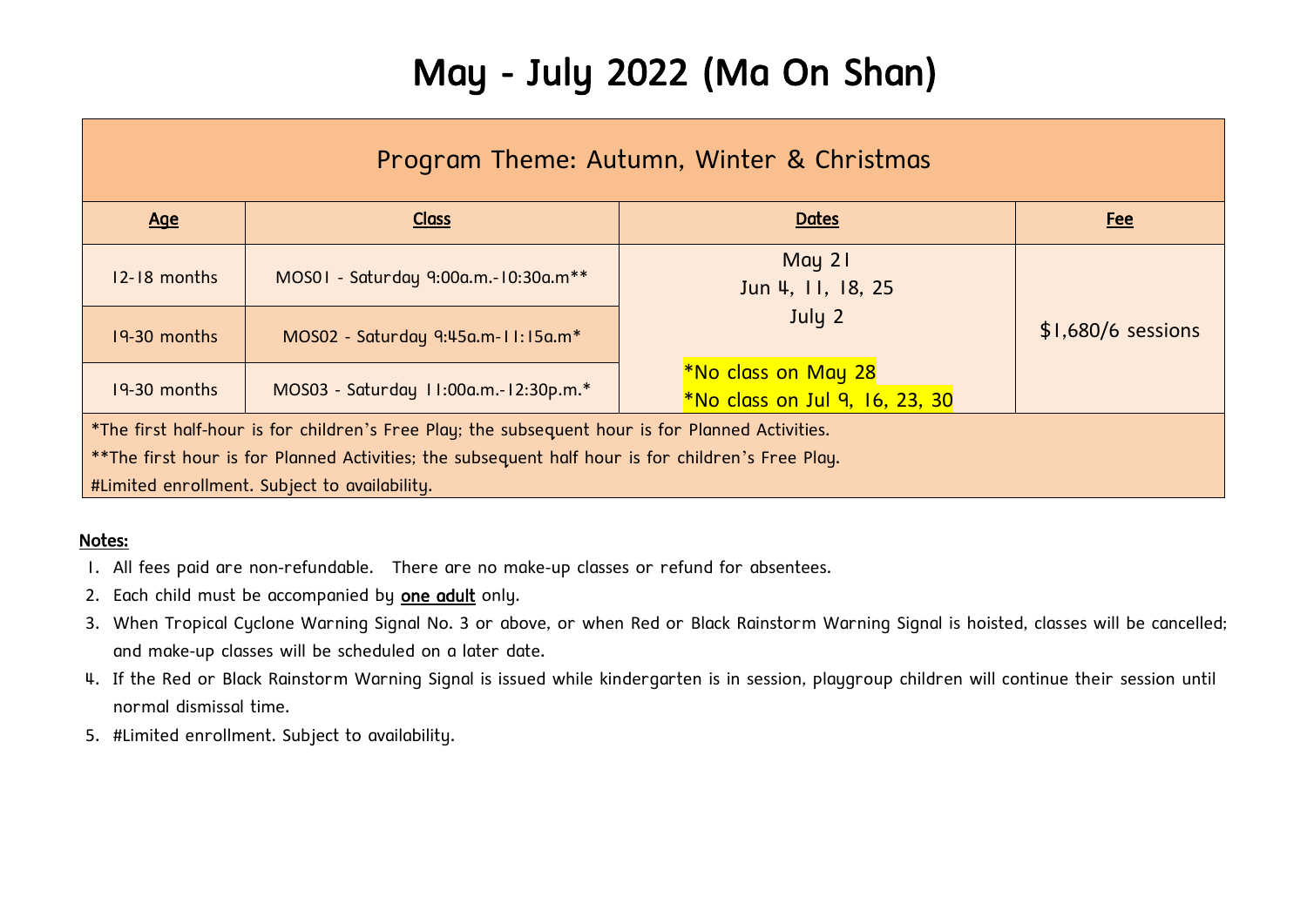# May - July 2022 (Ma On Shan)

| Program Theme: Autumn, Winter & Christmas | | | |
|---|---|---|---|
| **Age** | **Class** | **Dates** | **Fee** |
| 12-18 months | MOS01 - Saturday 9:00a.m.-10:30a.m** | May 21<br>Jun 4, 11, 18, 25<br>July 2<br><br>*No class on May 28<br>*No class on Jul 9, 16, 23, 30 | $1,680/6 sessions |
| 19-30 months | MOS02 - Saturday 9:45a.m-11:15a.m* | | |
| 19-30 months | MOS03 - Saturday 11:00a.m.-12:30p.m.* | | |

*The first half-hour is for children's Free Play; the subsequent hour is for Planned Activities.

**The first hour is for Planned Activities; the subsequent half hour is for children's Free Play.

#Limited enrollment. Subject to availability.

**Notes:**

1. All fees paid are non-refundable. There are no make-up classes or refund for absentees.
2. Each child must be accompanied by **one adult** only.
3. When Tropical Cyclone Warning Signal No. 3 or above, or when Red or Black Rainstorm Warning Signal is hoisted, classes will be cancelled; and make-up classes will be scheduled on a later date.
4. If the Red or Black Rainstorm Warning Signal is issued while kindergarten is in session, playgroup children will continue their session until normal dismissal time.
5. #Limited enrollment. Subject to availability.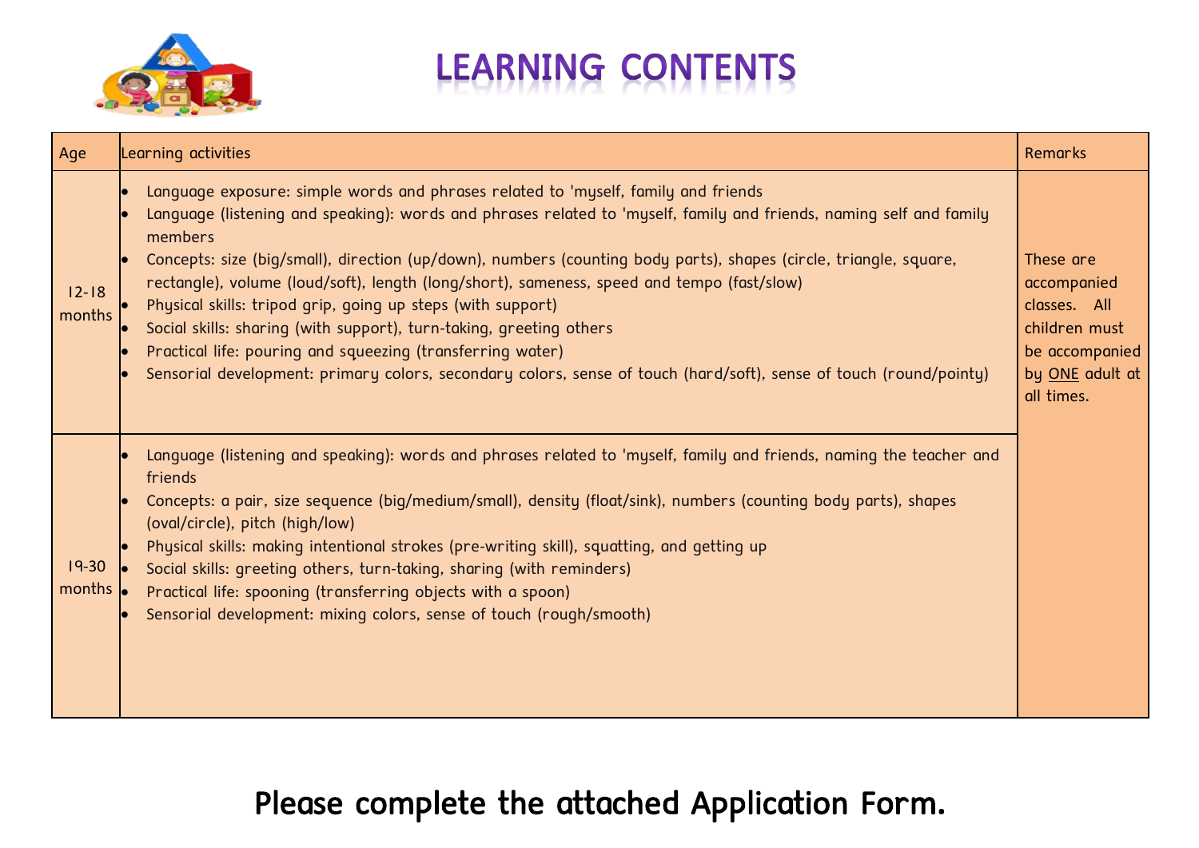# LEARNING CONTENTS

| Age | Learning activities | Remarks |
|---|---|---|
| 12-18 months | • Language exposure: simple words and phrases related to 'myself, family and friends<br>• Language (listening and speaking): words and phrases related to 'myself, family and friends, naming self and family members<br>• Concepts: size (big/small), direction (up/down), numbers (counting body parts), shapes (circle, triangle, square, rectangle), volume (loud/soft), length (long/short), sameness, speed and tempo (fast/slow)<br>• Physical skills: tripod grip, going up steps (with support)<br>• Social skills: sharing (with support), turn-taking, greeting others<br>• Practical life: pouring and squeezing (transferring water)<br>• Sensorial development: primary colors, secondary colors, sense of touch (hard/soft), sense of touch (round/pointy) | These are accompanied classes. All children must be accompanied by ONE adult at all times. |
| 19-30 months | • Language (listening and speaking): words and phrases related to 'myself, family and friends, naming the teacher and friends<br>• Concepts: a pair, size sequence (big/medium/small), density (float/sink), numbers (counting body parts), shapes (oval/circle), pitch (high/low)<br>• Physical skills: making intentional strokes (pre-writing skill), squatting, and getting up<br>• Social skills: greeting others, turn-taking, sharing (with reminders)<br>• Practical life: spooning (transferring objects with a spoon)<br>• Sensorial development: mixing colors, sense of touch (rough/smooth) | |

**Please complete the attached Application Form.**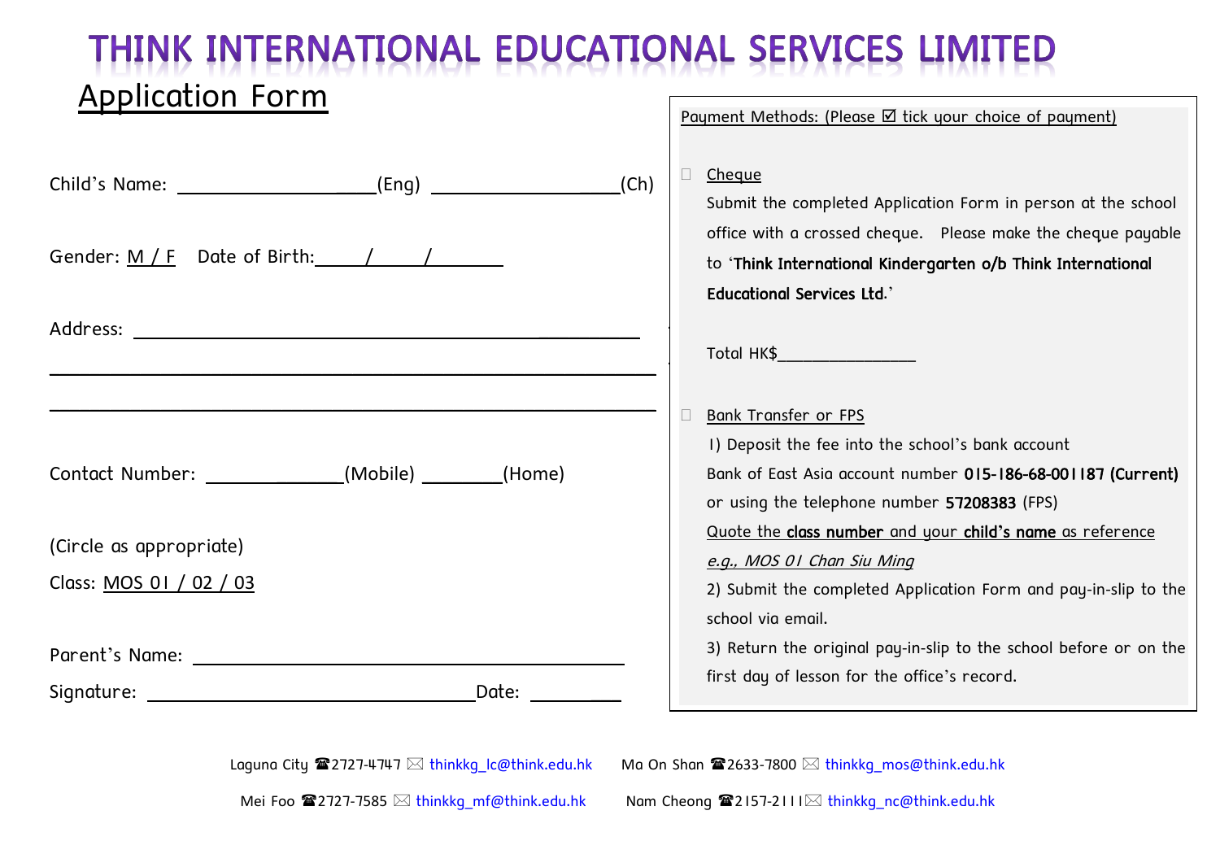# THINK INTERNATIONAL EDUCATIONAL SERVICES LIMITED

## Application Form

Child's Name: ____________________(Eng) ____________________(Ch)

Gender: M / F    Date of Birth:_____/_____/_______

Address: ___________________________________________________

_______________________________________________________________

_______________________________________________________________

Contact Number: ______________(Mobile) ________(Home)

(Circle as appropriate)

Class: MOS 01 / 02 / 03

Parent's Name: ____________________________________

Signature: ______________________________Date: _________

Payment Methods: (Please ☑ tick your choice of payment)

☐ Cheque

Submit the completed Application Form in person at the school office with a crossed cheque. Please make the cheque payable to '**Think International Kindergarten o/b Think International Educational Services Ltd.**'

Total HK$_______________

☐ Bank Transfer or FPS

1) Deposit the fee into the school's bank account

Bank of East Asia account number **015-186-68-001187 (Current)** or using the telephone number **57208383** (FPS)

Quote the **class number** and your **child's name** as reference

*e.g., MOS 01 Chan Siu Ming*

2) Submit the completed Application Form and pay-in-slip to the school via email.

3) Return the original pay-in-slip to the school before or on the first day of lesson for the office's record.

Laguna City ☎2727-4747 ✉ thinkkg_lc@think.edu.hk    Ma On Shan ☎2633-7800 ✉ thinkkg_mos@think.edu.hk

Mei Foo ☎2727-7585 ✉ thinkkg_mf@think.edu.hk    Nam Cheong ☎2157-2111 ✉ thinkkg_nc@think.edu.hk